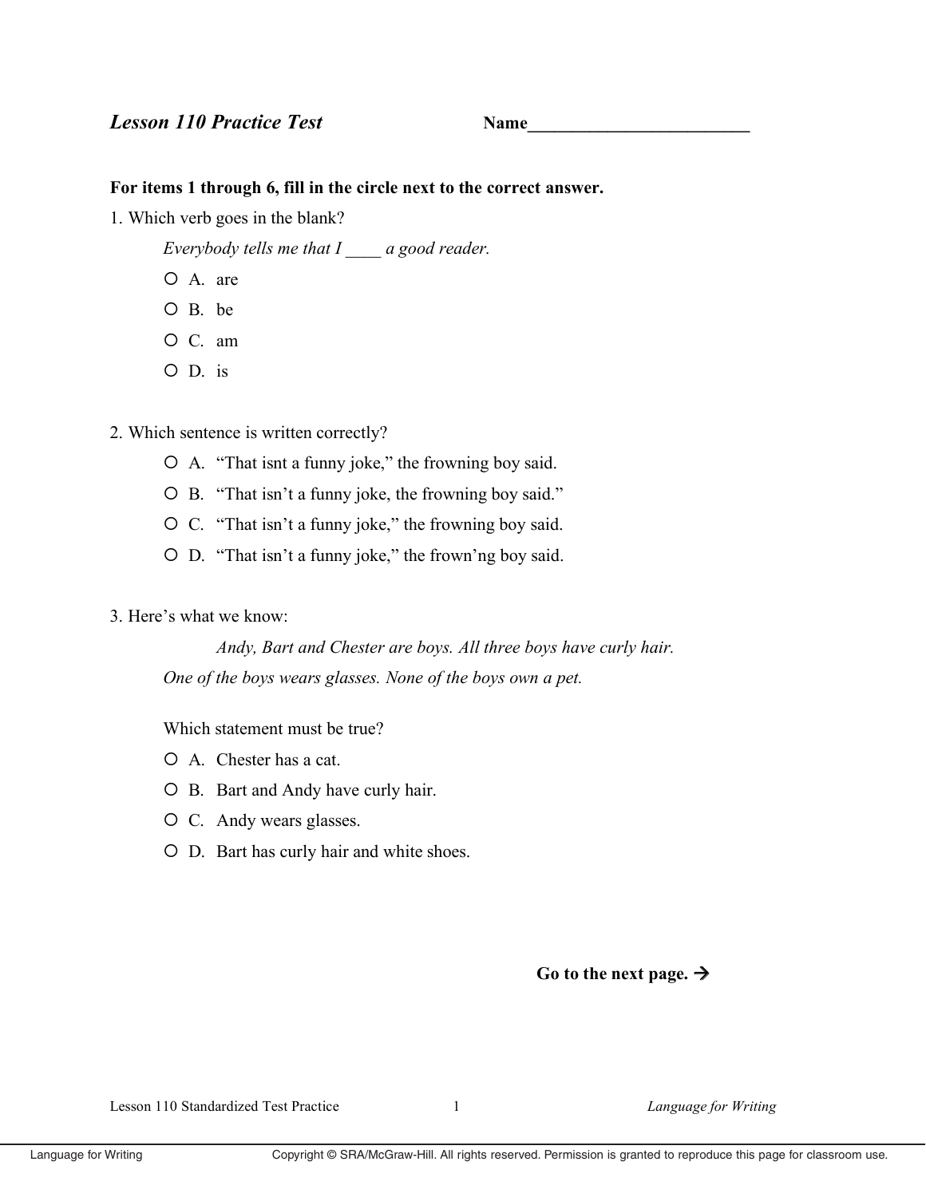## *Lesson 110 Practice Test* **Name_________________________**

**For items 1 through 6, fill in the circle next to the correct answer.**

1. Which verb goes in the blank?

   *Everybody tells me that I ____ a good reader.*

   - ○ A. are
   - ○ B. be
   - ○ C. am
   - ○ D. is

2. Which sentence is written correctly?

   - ○ A. "That isnt a funny joke," the frowning boy said.
   - ○ B. "That isn't a funny joke, the frowning boy said."
   - ○ C. "That isn't a funny joke," the frowning boy said.
   - ○ D. "That isn't a funny joke," the frown'ng boy said.

3. Here's what we know:

   *Andy, Bart and Chester are boys. All three boys have curly hair.*
   *One of the boys wears glasses. None of the boys own a pet.*

   Which statement must be true?

   - ○ A. Chester has a cat.
   - ○ B. Bart and Andy have curly hair.
   - ○ C. Andy wears glasses.
   - ○ D. Bart has curly hair and white shoes.

**Go to the next page. →**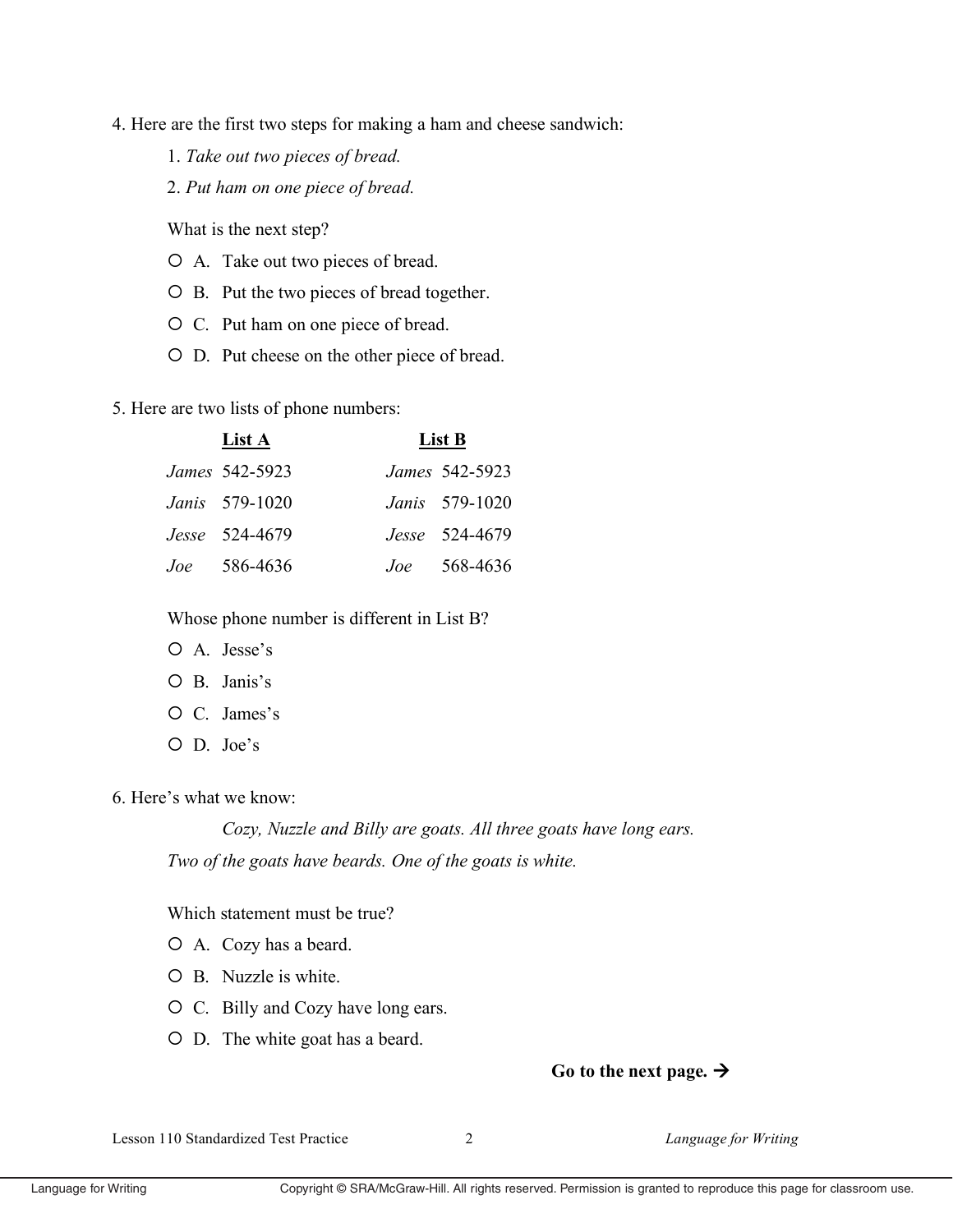4. Here are the first two steps for making a ham and cheese sandwich:

   1. *Take out two pieces of bread.*
   2. *Put ham on one piece of bread.*

   What is the next step?

   - ○ A. Take out two pieces of bread.
   - ○ B. Put the two pieces of bread together.
   - ○ C. Put ham on one piece of bread.
   - ○ D. Put cheese on the other piece of bread.

5. Here are two lists of phone numbers:

| **List A** | | **List B** | |
|---|---|---|---|
| *James* | 542-5923 | *James* | 542-5923 |
| *Janis* | 579-1020 | *Janis* | 579-1020 |
| *Jesse* | 524-4679 | *Jesse* | 524-4679 |
| *Joe* | 586-4636 | *Joe* | 568-4636 |

   Whose phone number is different in List B?

   - ○ A. Jesse's
   - ○ B. Janis's
   - ○ C. James's
   - ○ D. Joe's

6. Here's what we know:

   *Cozy, Nuzzle and Billy are goats. All three goats have long ears. Two of the goats have beards. One of the goats is white.*

   Which statement must be true?

   - ○ A. Cozy has a beard.
   - ○ B. Nuzzle is white.
   - ○ C. Billy and Cozy have long ears.
   - ○ D. The white goat has a beard.

**Go to the next page. →**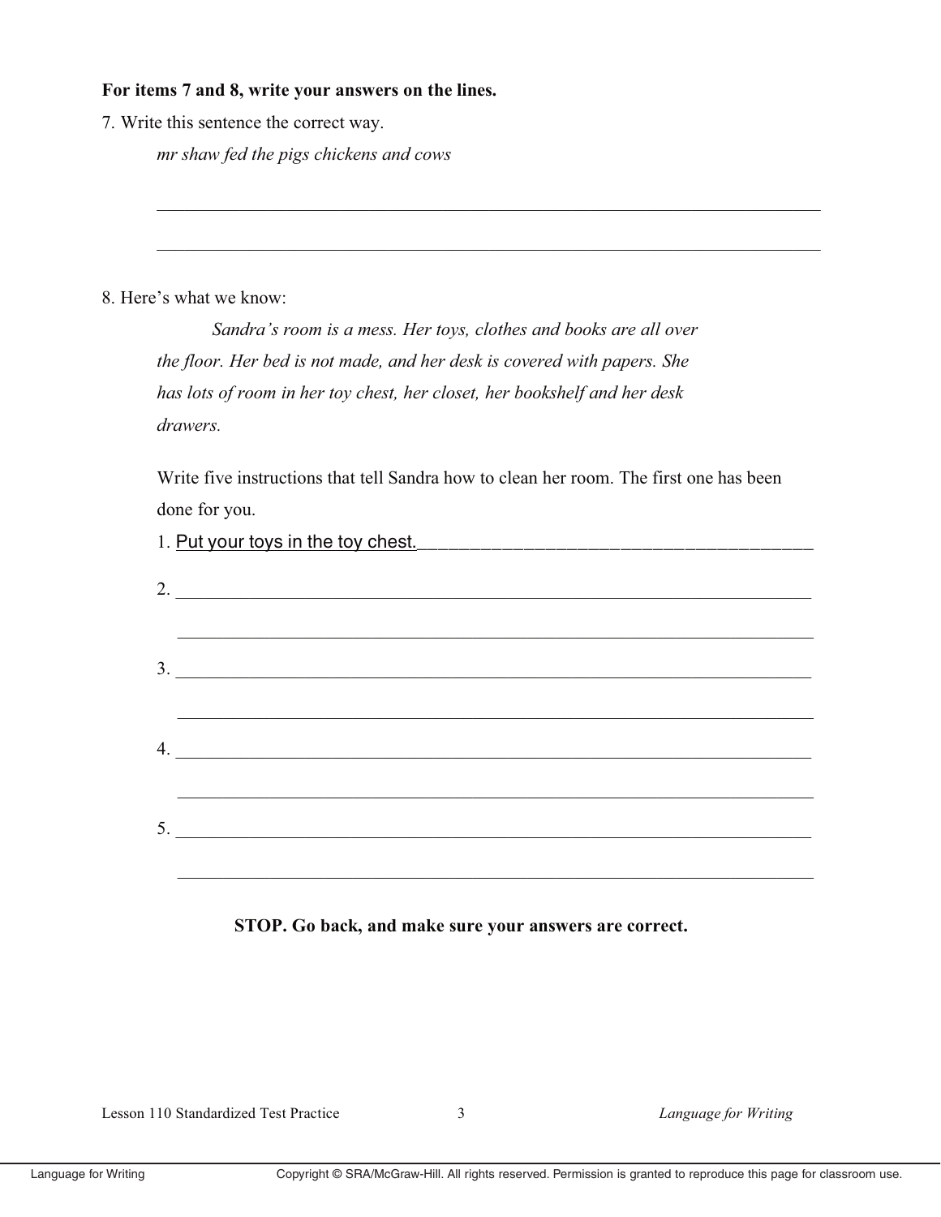**For items 7 and 8, write your answers on the lines.**

7. Write this sentence the correct way.

   *mr shaw fed the pigs chickens and cows*

   ______________________________________________________________________

   ______________________________________________________________________

8. Here's what we know:

   *Sandra's room is a mess. Her toys, clothes and books are all over the floor. Her bed is not made, and her desk is covered with papers. She has lots of room in her toy chest, her closet, her bookshelf and her desk drawers.*

   Write five instructions that tell Sandra how to clean her room. The first one has been done for you.

   1. Put your toys in the toy chest.________________________________________

   2. ______________________________________________________________________

      ______________________________________________________________________

   3. ______________________________________________________________________

      ______________________________________________________________________

   4. ______________________________________________________________________

      ______________________________________________________________________

   5. ______________________________________________________________________

      ______________________________________________________________________

**STOP. Go back, and make sure your answers are correct.**

Lesson 110 Standardized Test Practice — *Language for Writing*

Copyright © SRA/McGraw-Hill. All rights reserved. Permission is granted to reproduce this page for classroom use.